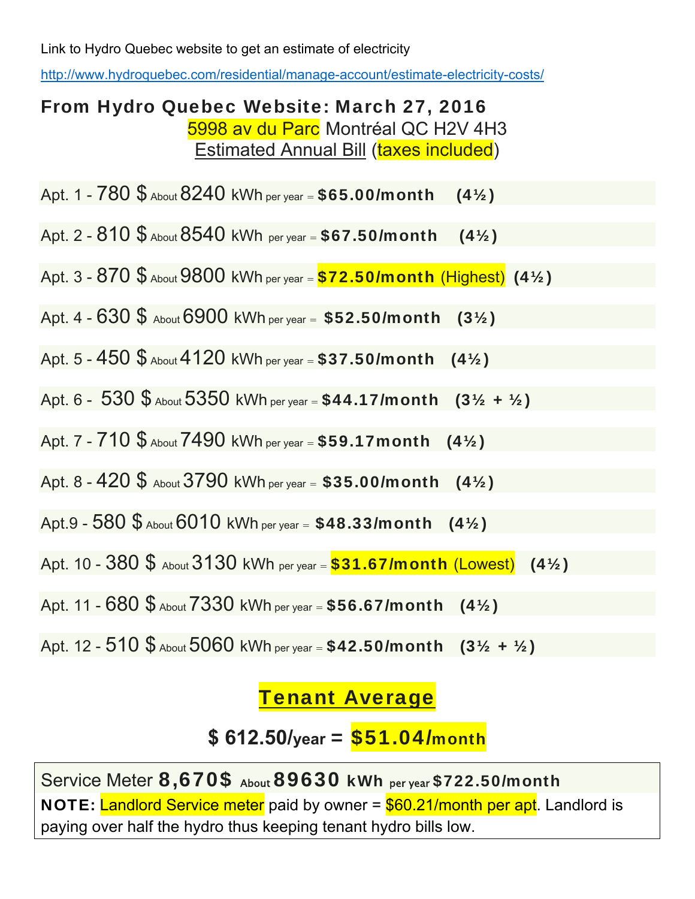Link to Hydro Quebec website to get an estimate of electricity

http://www.hydroquebec.com/residential/manage-account/estimate-electricity-costs/

## From Hydro Quebec Website: March 27, 2016

5998 av du Parc Montréal QC H2V 4H3

Estimated Annual Bill (taxes included)

Apt. 1 - 780 $ About 8240 kWh per year = **$65.00/month** **(4½)**

Apt. 2 - 810 $ About 8540 kWh per year = **$67.50/month** **(4½)**

Apt. 3 - 870 $ About 9800 kWh per year = **$72.50/month** (Highest) **(4½)**

Apt. 4 - 630 $ About 6900 kWh per year = **$52.50/month** **(3½)**

Apt. 5 - 450 $ About 4120 kWh per year = **$37.50/month** **(4½)**

Apt. 6 - 530 $ About 5350 kWh per year = **$44.17/month** **(3½ + ½)**

Apt. 7 - 710 $ About 7490 kWh per year = **$59.17month** **(4½)**

Apt. 8 - 420 $ About 3790 kWh per year = **$35.00/month** **(4½)**

Apt.9 - 580 $ About 6010 kWh per year = **$48.33/month** **(4½)**

Apt. 10 - 380 $ About 3130 kWh per year = **$31.67/month** (Lowest) **(4½)**

Apt. 11 - 680 $ About 7330 kWh per year = **$56.67/month** **(4½)**

Apt. 12 - 510 $ About 5060 kWh per year = **$42.50/month** **(3½ + ½)**

## Tenant Average

**$ 612.50/year = $51.04/month**

Service Meter **8,670$** About **89630 kWh** per year **$722.50/month**

**NOTE:** Landlord Service meter paid by owner = $60.21/month per apt. Landlord is paying over half the hydro thus keeping tenant hydro bills low.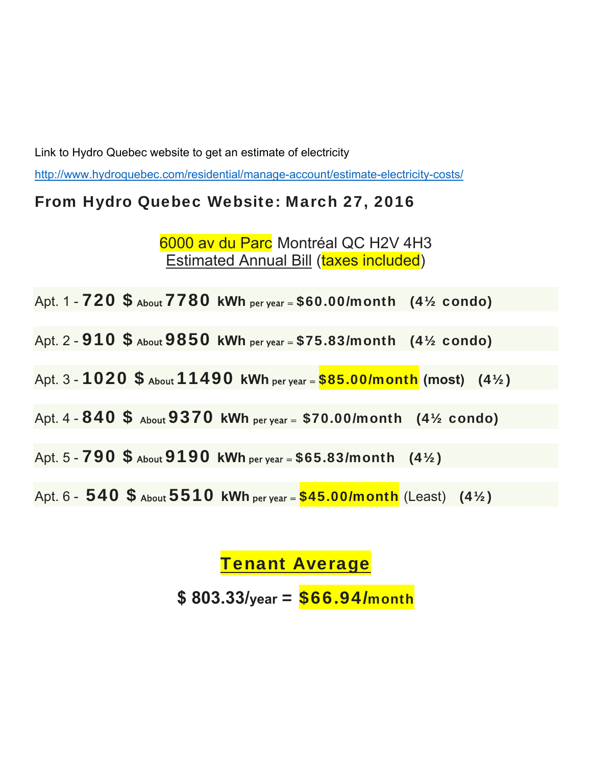Link to Hydro Quebec website to get an estimate of electricity

http://www.hydroquebec.com/residential/manage-account/estimate-electricity-costs/

## From Hydro Quebec Website: March 27, 2016

6000 av du Parc Montréal QC H2V 4H3
Estimated Annual Bill (taxes included)

Apt. 1 - **720 $** About **7780 kWh** per year = **$60.00/month (4½ condo)**

Apt. 2 - **910 $** About **9850 kWh** per year = **$75.83/month (4½ condo)**

Apt. 3 - **1020 $** About **11490 kWh** per year = **$85.00/month (most) (4½)**

Apt. 4 - **840 $** About **9370 kWh** per year = **$70.00/month (4½ condo)**

Apt. 5 - **790 $** About **9190 kWh** per year = **$65.83/month (4½)**

Apt. 6 - **540 $** About **5510 kWh** per year = **$45.00/month** (Least) **(4½)**

## Tenant Average

**$ 803.33/year = $66.94/month**